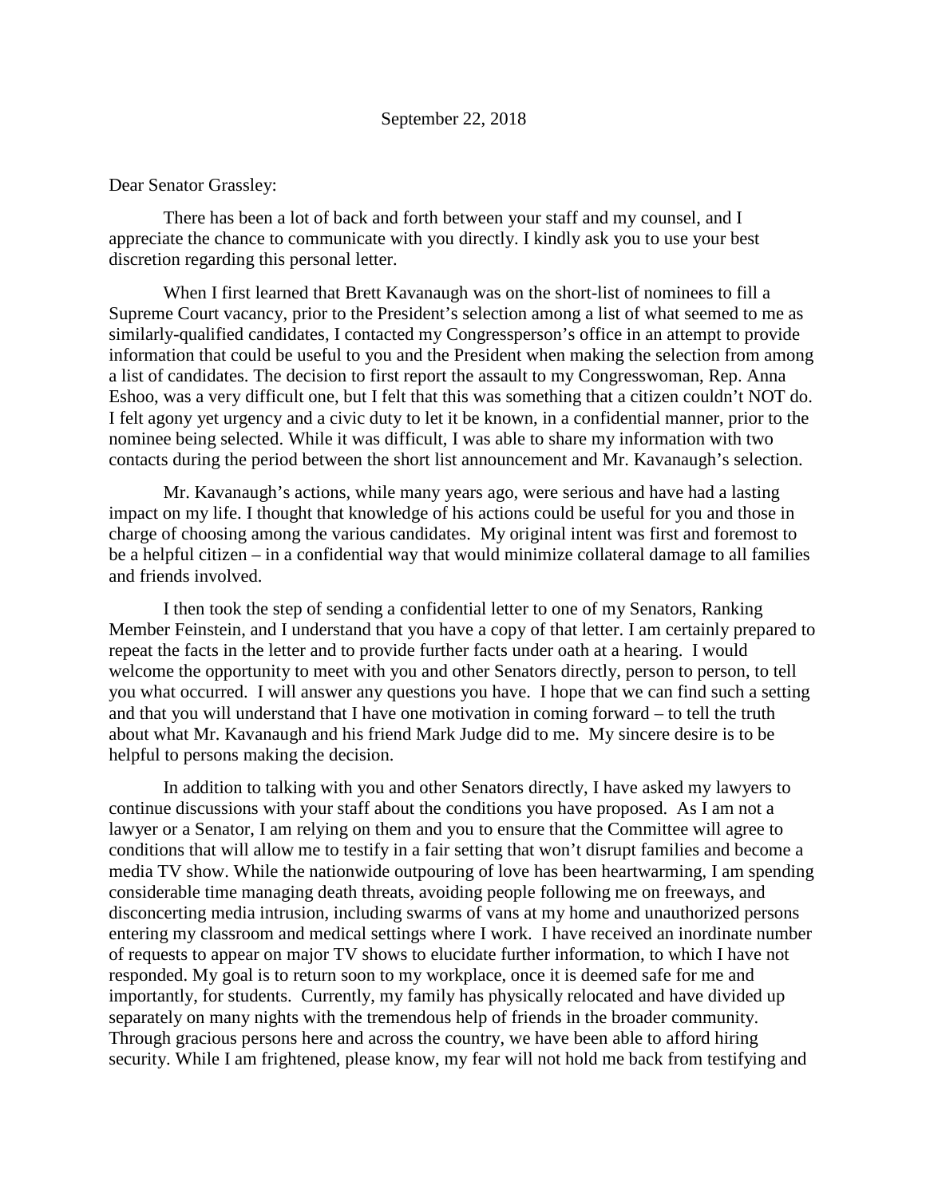September 22, 2018

Dear Senator Grassley:

There has been a lot of back and forth between your staff and my counsel, and I appreciate the chance to communicate with you directly. I kindly ask you to use your best discretion regarding this personal letter.

When I first learned that Brett Kavanaugh was on the short-list of nominees to fill a Supreme Court vacancy, prior to the President's selection among a list of what seemed to me as similarly-qualified candidates, I contacted my Congressperson's office in an attempt to provide information that could be useful to you and the President when making the selection from among a list of candidates. The decision to first report the assault to my Congresswoman, Rep. Anna Eshoo, was a very difficult one, but I felt that this was something that a citizen couldn't NOT do. I felt agony yet urgency and a civic duty to let it be known, in a confidential manner, prior to the nominee being selected. While it was difficult, I was able to share my information with two contacts during the period between the short list announcement and Mr. Kavanaugh's selection.

Mr. Kavanaugh's actions, while many years ago, were serious and have had a lasting impact on my life. I thought that knowledge of his actions could be useful for you and those in charge of choosing among the various candidates. My original intent was first and foremost to be a helpful citizen – in a confidential way that would minimize collateral damage to all families and friends involved.

I then took the step of sending a confidential letter to one of my Senators, Ranking Member Feinstein, and I understand that you have a copy of that letter. I am certainly prepared to repeat the facts in the letter and to provide further facts under oath at a hearing. I would welcome the opportunity to meet with you and other Senators directly, person to person, to tell you what occurred. I will answer any questions you have. I hope that we can find such a setting and that you will understand that I have one motivation in coming forward – to tell the truth about what Mr. Kavanaugh and his friend Mark Judge did to me. My sincere desire is to be helpful to persons making the decision.

In addition to talking with you and other Senators directly, I have asked my lawyers to continue discussions with your staff about the conditions you have proposed. As I am not a lawyer or a Senator, I am relying on them and you to ensure that the Committee will agree to conditions that will allow me to testify in a fair setting that won't disrupt families and become a media TV show. While the nationwide outpouring of love has been heartwarming, I am spending considerable time managing death threats, avoiding people following me on freeways, and disconcerting media intrusion, including swarms of vans at my home and unauthorized persons entering my classroom and medical settings where I work. I have received an inordinate number of requests to appear on major TV shows to elucidate further information, to which I have not responded. My goal is to return soon to my workplace, once it is deemed safe for me and importantly, for students. Currently, my family has physically relocated and have divided up separately on many nights with the tremendous help of friends in the broader community. Through gracious persons here and across the country, we have been able to afford hiring security. While I am frightened, please know, my fear will not hold me back from testifying and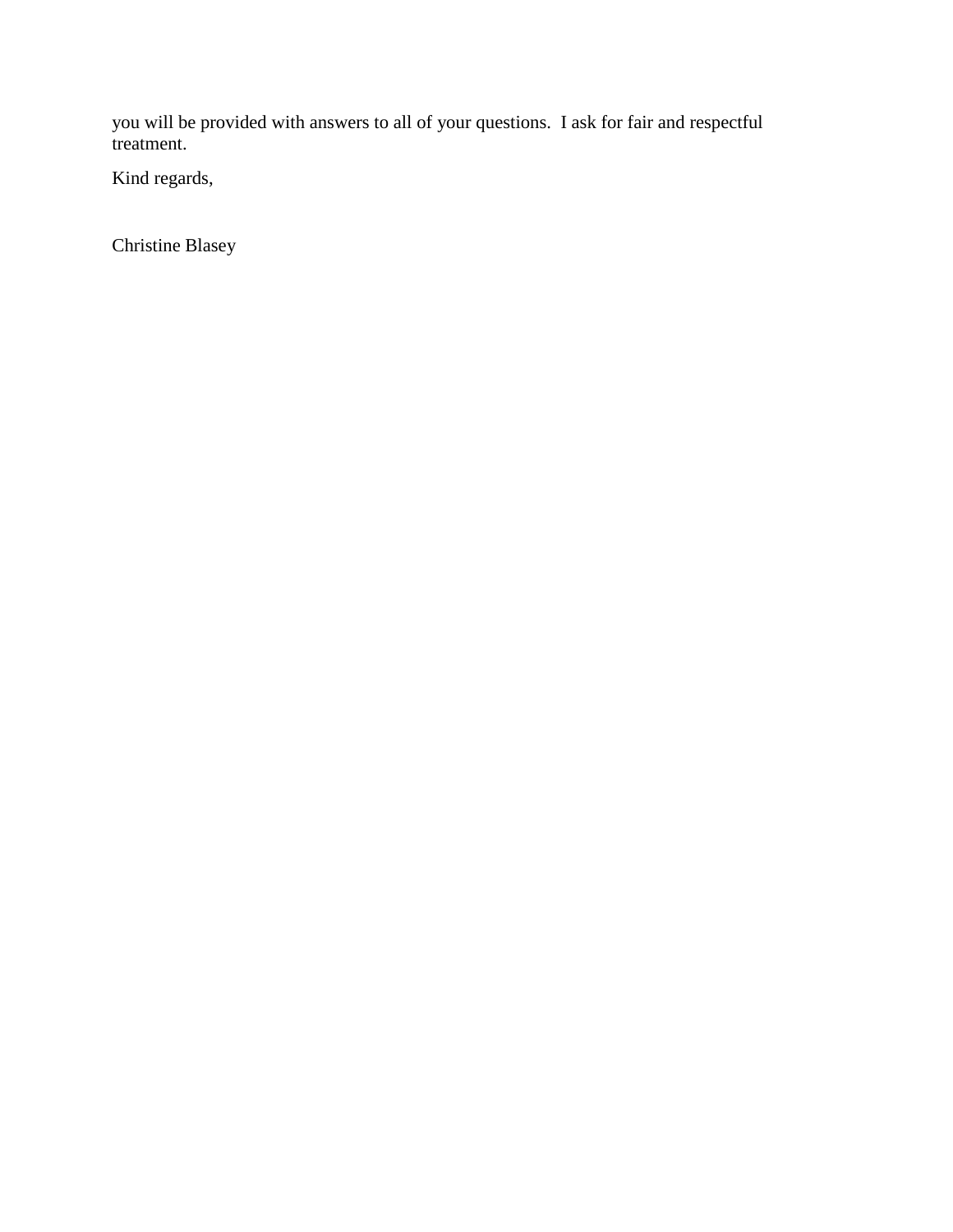you will be provided with answers to all of your questions. I ask for fair and respectful treatment.

Kind regards,

Christine Blasey